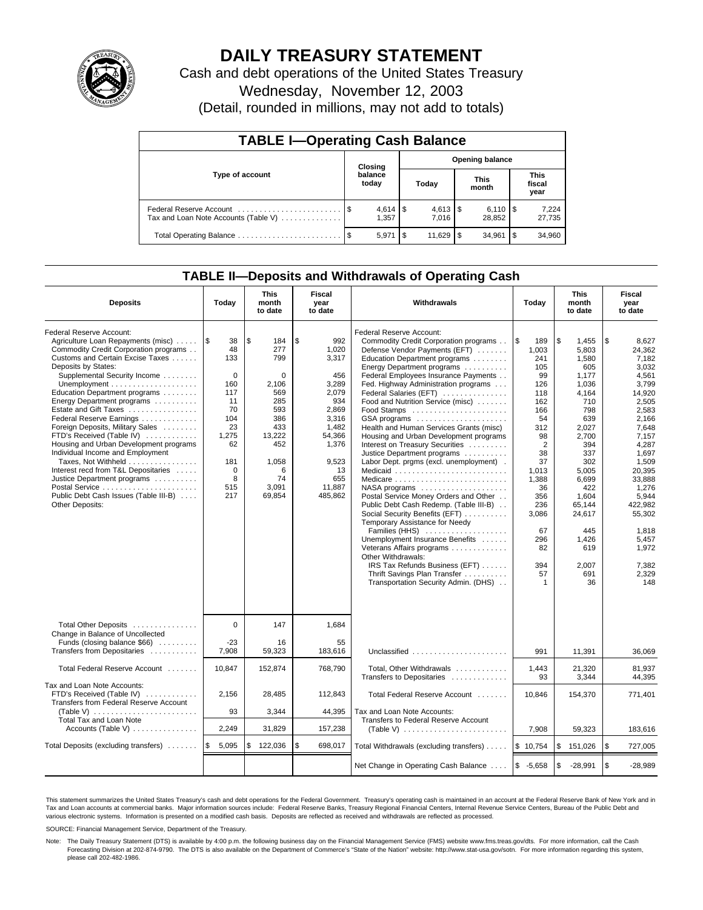# DAILY TREASURY STATEMENT

Cash and debt operations of the United States Treasury

Wednesday, November 12, 2003

(Detail, rounded in millions, may not add to totals)

## TABLE I—Operating Cash Balance

| Type of account | Closing balance today | Opening balance Today | Opening balance This month | Opening balance This fiscal year |
|---|---|---|---|---|
| Federal Reserve Account | $ 4,614 | $ 4,613 | $ 6,110 | $ 7,224 |
| Tax and Loan Note Accounts (Table V) | 1,357 | 7,016 | 28,852 | 27,735 |
| Total Operating Balance | $ 5,971 | $ 11,629 | $ 34,961 | $ 34,960 |

## TABLE II—Deposits and Withdrawals of Operating Cash

| Deposits | Today | This month to date | Fiscal year to date | Withdrawals | Today | This month to date | Fiscal year to date |
|---|---|---|---|---|---|---|---|
| Federal Reserve Account: | | | | Federal Reserve Account: | | | |
| Agriculture Loan Repayments (misc) | $ 38 | $ 184 | $ 992 | Commodity Credit Corporation programs | $ 189 | $ 1,455 | $ 8,627 |
| Commodity Credit Corporation programs | 48 | 277 | 1,020 | Defense Vendor Payments (EFT) | 1,003 | 5,803 | 24,362 |
| Customs and Certain Excise Taxes | 133 | 799 | 3,317 | Education Department programs | 241 | 1,580 | 7,182 |
| Deposits by States: | | | | Energy Department programs | 105 | 605 | 3,032 |
| Supplemental Security Income | 0 | 0 | 456 | Federal Employees Insurance Payments | 99 | 1,177 | 4,561 |
| Unemployment | 160 | 2,106 | 3,289 | Fed. Highway Administration programs | 126 | 1,036 | 3,799 |
| Education Department programs | 117 | 569 | 2,079 | Federal Salaries (EFT) | 118 | 4,164 | 14,920 |
| Energy Department programs | 11 | 285 | 934 | Food and Nutrition Service (misc) | 162 | 710 | 2,505 |
| Estate and Gift Taxes | 70 | 593 | 2,869 | Food Stamps | 166 | 798 | 2,583 |
| Federal Reserve Earnings | 104 | 386 | 3,316 | GSA programs | 54 | 639 | 2,166 |
| Foreign Deposits, Military Sales | 23 | 433 | 1,482 | Health and Human Services Grants (misc) | 312 | 2,027 | 7,648 |
| FTD's Received (Table IV) | 1,275 | 13,222 | 54,366 | Housing and Urban Development programs | 98 | 2,700 | 7,157 |
| Housing and Urban Development programs | 62 | 452 | 1,376 | Interest on Treasury Securities | 2 | 394 | 4,287 |
| Individual Income and Employment | | | | Justice Department programs | 38 | 337 | 1,697 |
| Taxes, Not Withheld | 181 | 1,058 | 9,523 | Labor Dept. prgms (excl. unemployment) | 37 | 302 | 1,509 |
| Interest recd from T&L Depositaries | 0 | 6 | 13 | Medicaid | 1,013 | 5,005 | 20,395 |
| Justice Department programs | 8 | 74 | 655 | Medicare | 1,388 | 6,699 | 33,888 |
| Postal Service | 515 | 3,091 | 11,887 | NASA programs | 36 | 422 | 1,276 |
| Public Debt Cash Issues (Table III-B) | 217 | 69,854 | 485,862 | Postal Service Money Orders and Other | 356 | 1,604 | 5,944 |
| Other Deposits: | | | | Public Debt Cash Redemp. (Table III-B) | 236 | 65,144 | 422,982 |
| | | | | Social Security Benefits (EFT) | 3,086 | 24,617 | 55,302 |
| | | | | Temporary Assistance for Needy Families (HHS) | 67 | 445 | 1,818 |
| | | | | Unemployment Insurance Benefits | 296 | 1,426 | 5,457 |
| | | | | Veterans Affairs programs | 82 | 619 | 1,972 |
| | | | | Other Withdrawals: | | | |
| | | | | IRS Tax Refunds Business (EFT) | 394 | 2,007 | 7,382 |
| | | | | Thrift Savings Plan Transfer | 57 | 691 | 2,329 |
| | | | | Transportation Security Admin. (DHS) | 1 | 36 | 148 |
| Total Other Deposits | 0 | 147 | 1,684 | | | | |
| Change in Balance of Uncollected Funds (closing balance $66) | -23 | 16 | 55 | | | | |
| Transfers from Depositaries | 7,908 | 59,323 | 183,616 | Unclassified | 991 | 11,391 | 36,069 |
| Total Federal Reserve Account | 10,847 | 152,874 | 768,790 | Total, Other Withdrawals | 1,443 | 21,320 | 81,937 |
| | | | | Transfers to Depositaries | 93 | 3,344 | 44,395 |
| Tax and Loan Note Accounts: | | | | | | | |
| FTD's Received (Table IV) | 2,156 | 28,485 | 112,843 | Total Federal Reserve Account | 10,846 | 154,370 | 771,401 |
| Transfers from Federal Reserve Account (Table V) | 93 | 3,344 | 44,395 | Tax and Loan Note Accounts: | | | |
| Total Tax and Loan Note Accounts (Table V) | 2,249 | 31,829 | 157,238 | Transfers to Federal Reserve Account (Table V) | 7,908 | 59,323 | 183,616 |
| Total Deposits (excluding transfers) | $ 5,095 | $ 122,036 | $ 698,017 | Total Withdrawals (excluding transfers) | $ 10,754 | $ 151,026 | $ 727,005 |
| | | | | Net Change in Operating Cash Balance | $ -5,658 | $ -28,991 | $ -28,989 |

This statement summarizes the United States Treasury's cash and debt operations for the Federal Government. Treasury's operating cash is maintained in an account at the Federal Reserve Bank of New York and in Tax and Loan accounts at commercial banks. Major information sources include: Federal Reserve Banks, Treasury Regional Financial Centers, Internal Revenue Service Centers, Bureau of the Public Debt and various electronic systems. Information is presented on a modified cash basis. Deposits are reflected as received and withdrawals are reflected as processed.

SOURCE: Financial Management Service, Department of the Treasury.

Note: The Daily Treasury Statement (DTS) is available by 4:00 p.m. the following business day on the Financial Management Service (FMS) website www.fms.treas.gov/dts. For more information, call the Cash Forecasting Division at 202-874-9790. The DTS is also available on the Department of Commerce's "State of the Nation" website: http://www.stat-usa.gov/sotn. For more information regarding this system, please call 202-482-1986.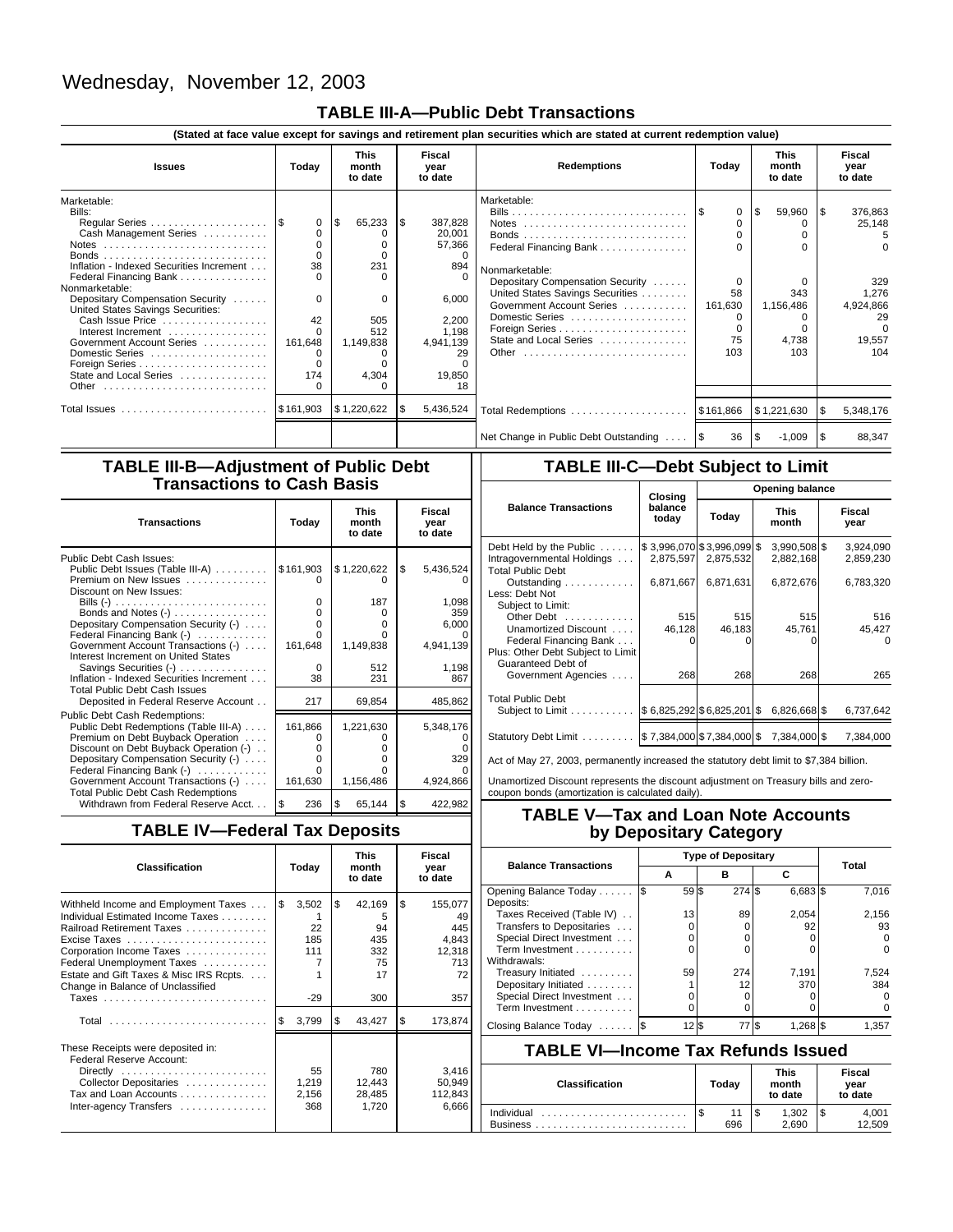Wednesday, November 12, 2003

## TABLE III-A—Public Debt Transactions

(Stated at face value except for savings and retirement plan securities which are stated at current redemption value)

| Issues | Today | This month to date | Fiscal year to date |
|---|---|---|---|
| Marketable: | | | |
| Bills: | | | |
| Regular Series | $ 0 | $ 65,233 | $ 387,828 |
| Cash Management Series | 0 | 0 | 20,001 |
| Notes | 0 | 0 | 57,366 |
| Bonds | 0 | 0 | 0 |
| Inflation - Indexed Securities Increment | 38 | 231 | 894 |
| Federal Financing Bank | 0 | 0 | 0 |
| Nonmarketable: | | | |
| Depositary Compensation Security | 0 | 0 | 6,000 |
| United States Savings Securities: | | | |
| Cash Issue Price | 42 | 505 | 2,200 |
| Interest Increment | 0 | 512 | 1,198 |
| Government Account Series | 161,648 | 1,149,838 | 4,941,139 |
| Domestic Series | 0 | 0 | 29 |
| Foreign Series | 0 | 0 | 0 |
| State and Local Series | 174 | 4,304 | 19,850 |
| Other | 0 | 0 | 18 |
| Total Issues | $161,903 | $1,220,622 | $ 5,436,524 |

| Redemptions | Today | This month to date | Fiscal year to date |
|---|---|---|---|
| Marketable: | | | |
| Bills | $ 0 | $ 59,960 | $ 376,863 |
| Notes | 0 | 0 | 25,148 |
| Bonds | 0 | 0 | 5 |
| Federal Financing Bank | 0 | 0 | 0 |
| Nonmarketable: | | | |
| Depositary Compensation Security | 0 | 0 | 329 |
| United States Savings Securities | 58 | 343 | 1,276 |
| Government Account Series | 161,630 | 1,156,486 | 4,924,866 |
| Domestic Series | 0 | 0 | 29 |
| Foreign Series | 0 | 0 | 0 |
| State and Local Series | 75 | 4,738 | 19,557 |
| Other | 103 | 103 | 104 |
| Total Redemptions | $161,866 | $1,221,630 | $ 5,348,176 |
| Net Change in Public Debt Outstanding | $ 36 | $ -1,009 | $ 88,347 |

## TABLE III-B—Adjustment of Public Debt Transactions to Cash Basis

| Transactions | Today | This month to date | Fiscal year to date |
|---|---|---|---|
| Public Debt Cash Issues: | | | |
| Public Debt Issues (Table III-A) | $161,903 | $1,220,622 | $ 5,436,524 |
| Premium on New Issues | 0 | 0 | 0 |
| Discount on New Issues: | | | |
| Bills (-) | 0 | 187 | 1,098 |
| Bonds and Notes (-) | 0 | 0 | 359 |
| Depositary Compensation Security (-) | 0 | 0 | 6,000 |
| Federal Financing Bank (-) | 0 | 0 | 0 |
| Government Account Transactions (-) | 161,648 | 1,149,838 | 4,941,139 |
| Interest Increment on United States Savings Securities (-) | 0 | 512 | 1,198 |
| Inflation - Indexed Securities Increment | 38 | 231 | 867 |
| Total Public Debt Cash Issues Deposited in Federal Reserve Account | 217 | 69,854 | 485,862 |
| Public Debt Cash Redemptions: | | | |
| Public Debt Redemptions (Table III-A) | 161,866 | 1,221,630 | 5,348,176 |
| Premium on Debt Buyback Operation | 0 | 0 | 0 |
| Discount on Debt Buyback Operation (-) | 0 | 0 | 0 |
| Depositary Compensation Security (-) | 0 | 0 | 329 |
| Federal Financing Bank (-) | 0 | 0 | 0 |
| Government Account Transactions (-) | 161,630 | 1,156,486 | 4,924,866 |
| Total Public Debt Cash Redemptions Withdrawn from Federal Reserve Acct. | $ 236 | $ 65,144 | $ 422,982 |

## TABLE III-C—Debt Subject to Limit

| Balance Transactions | Closing balance today | Opening balance Today | Opening balance This month | Opening balance Fiscal year |
|---|---|---|---|---|
| Debt Held by the Public | $ 3,996,070 | $ 3,996,099 | $ 3,990,508 | $ 3,924,090 |
| Intragovernmental Holdings | 2,875,597 | 2,875,532 | 2,882,168 | 2,859,230 |
| Total Public Debt Outstanding | 6,871,667 | 6,871,631 | 6,872,676 | 6,783,320 |
| Less: Debt Not Subject to Limit: | | | | |
| Other Debt | 515 | 515 | 515 | 516 |
| Unamortized Discount | 46,128 | 46,183 | 45,761 | 45,427 |
| Federal Financing Bank | 0 | 0 | 0 | 0 |
| Plus: Other Debt Subject to Limit Guaranteed Debt of Government Agencies | 268 | 268 | 268 | 265 |
| Total Public Debt Subject to Limit | $ 6,825,292 | $ 6,825,201 | $ 6,826,668 | $ 6,737,642 |
| Statutory Debt Limit | $ 7,384,000 | $ 7,384,000 | $ 7,384,000 | $ 7,384,000 |

Act of May 27, 2003, permanently increased the statutory debt limit to $7,384 billion.

Unamortized Discount represents the discount adjustment on Treasury bills and zero-coupon bonds (amortization is calculated daily).

## TABLE IV—Federal Tax Deposits

| Classification | Today | This month to date | Fiscal year to date |
|---|---|---|---|
| Withheld Income and Employment Taxes | $ 3,502 | $ 42,169 | $ 155,077 |
| Individual Estimated Income Taxes | 1 | 5 | 49 |
| Railroad Retirement Taxes | 22 | 94 | 445 |
| Excise Taxes | 185 | 435 | 4,843 |
| Corporation Income Taxes | 111 | 332 | 12,318 |
| Federal Unemployment Taxes | 7 | 75 | 713 |
| Estate and Gift Taxes & Misc IRS Rcpts. | 1 | 17 | 72 |
| Change in Balance of Unclassified Taxes | -29 | 300 | 357 |
| Total | $ 3,799 | $ 43,427 | $ 173,874 |
| These Receipts were deposited in: | | | |
| Federal Reserve Account: | | | |
| Directly | 55 | 780 | 3,416 |
| Collector Depositaries | 1,219 | 12,443 | 50,949 |
| Tax and Loan Accounts | 2,156 | 28,485 | 112,843 |
| Inter-agency Transfers | 368 | 1,720 | 6,666 |

## TABLE V—Tax and Loan Note Accounts by Depositary Category

| Balance Transactions | Type of Depositary A | Type of Depositary B | Type of Depositary C | Total |
|---|---|---|---|---|
| Opening Balance Today | $ 59 | $ 274 | $ 6,683 | $ 7,016 |
| Deposits: | | | | |
| Taxes Received (Table IV) | 13 | 89 | 2,054 | 2,156 |
| Transfers to Depositaries | 0 | 0 | 92 | 93 |
| Special Direct Investment | 0 | 0 | 0 | 0 |
| Term Investment | 0 | 0 | 0 | 0 |
| Withdrawals: | | | | |
| Treasury Initiated | 59 | 274 | 7,191 | 7,524 |
| Depositary Initiated | 1 | 12 | 370 | 384 |
| Special Direct Investment | 0 | 0 | 0 | 0 |
| Term Investment | 0 | 0 | 0 | 0 |
| Closing Balance Today | $ 12 | $ 77 | $ 1,268 | $ 1,357 |

## TABLE VI—Income Tax Refunds Issued

| Classification | Today | This month to date | Fiscal year to date |
|---|---|---|---|
| Individual | $ 11 | $ 1,302 | $ 4,001 |
| Business | 696 | 2,690 | 12,509 |